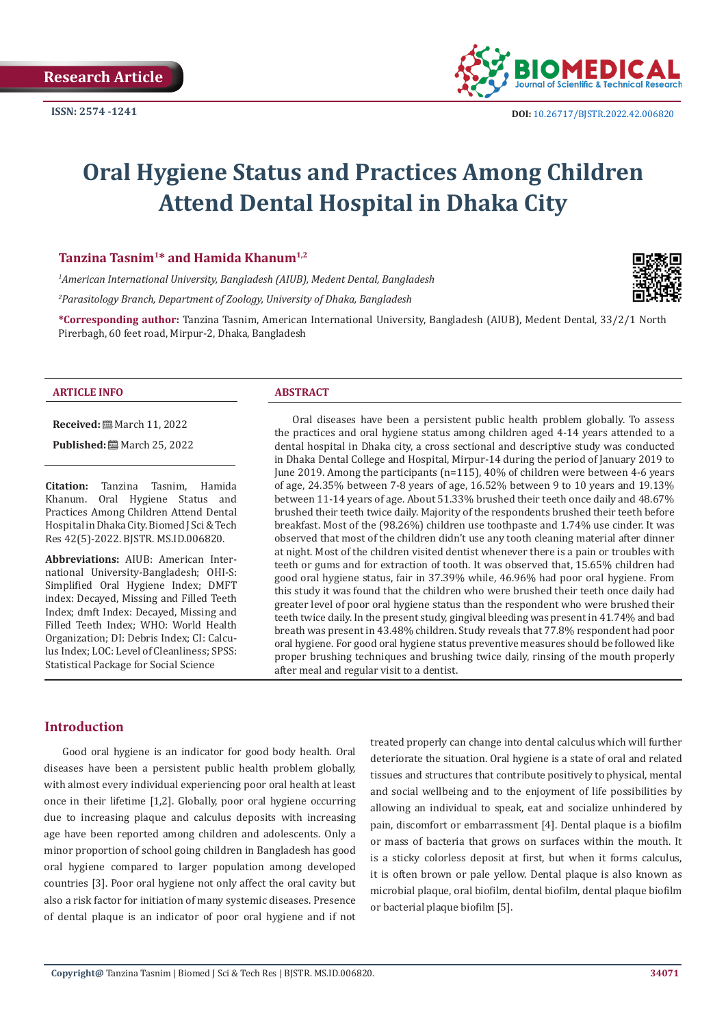Research Article

ISSN: 2574 -1241

DOI: 10.26717/BJSTR.2022.42.006820

# Oral Hygiene Status and Practices Among Children Attend Dental Hospital in Dhaka City

**Tanzina Tasnim[1]* and Hamida Khanum[1,2]**

[1]*American International University, Bangladesh (AIUB), Medent Dental, Bangladesh*

[2]*Parasitology Branch, Department of Zoology, University of Dhaka, Bangladesh*

***Corresponding author:** Tanzina Tasnim, American International University, Bangladesh (AIUB), Medent Dental, 33/2/1 North Pirerbagh, 60 feet road, Mirpur-2, Dhaka, Bangladesh

## ARTICLE INFO

**Received:** March 11, 2022

**Published:** March 25, 2022

**Citation:** Tanzina Tasnim, Hamida Khanum. Oral Hygiene Status and Practices Among Children Attend Dental Hospital in Dhaka City. Biomed J Sci & Tech Res 42(5)-2022. BJSTR. MS.ID.006820.

**Abbreviations:** AIUB: American International University-Bangladesh; OHI-S: Simplified Oral Hygiene Index; DMFT index: Decayed, Missing and Filled Teeth Index; dmft Index: Decayed, Missing and Filled Teeth Index; WHO: World Health Organization; DI: Debris Index; CI: Calculus Index; LOC: Level of Cleanliness; SPSS: Statistical Package for Social Science

## ABSTRACT

Oral diseases have been a persistent public health problem globally. To assess the practices and oral hygiene status among children aged 4-14 years attended to a dental hospital in Dhaka city, a cross sectional and descriptive study was conducted in Dhaka Dental College and Hospital, Mirpur-14 during the period of January 2019 to June 2019. Among the participants (n=115), 40% of children were between 4-6 years of age, 24.35% between 7-8 years of age, 16.52% between 9 to 10 years and 19.13% between 11-14 years of age. About 51.33% brushed their teeth once daily and 48.67% brushed their teeth twice daily. Majority of the respondents brushed their teeth before breakfast. Most of the (98.26%) children use toothpaste and 1.74% use cinder. It was observed that most of the children didn't use any tooth cleaning material after dinner at night. Most of the children visited dentist whenever there is a pain or troubles with teeth or gums and for extraction of tooth. It was observed that, 15.65% children had good oral hygiene status, fair in 37.39% while, 46.96% had poor oral hygiene. From this study it was found that the children who were brushed their teeth once daily had greater level of poor oral hygiene status than the respondent who were brushed their teeth twice daily. In the present study, gingival bleeding was present in 41.74% and bad breath was present in 43.48% children. Study reveals that 77.8% respondent had poor oral hygiene. For good oral hygiene status preventive measures should be followed like proper brushing techniques and brushing twice daily, rinsing of the mouth properly after meal and regular visit to a dentist.

## Introduction

Good oral hygiene is an indicator for good body health. Oral diseases have been a persistent public health problem globally, with almost every individual experiencing poor oral health at least once in their lifetime [1,2]. Globally, poor oral hygiene occurring due to increasing plaque and calculus deposits with increasing age have been reported among children and adolescents. Only a minor proportion of school going children in Bangladesh has good oral hygiene compared to larger population among developed countries [3]. Poor oral hygiene not only affect the oral cavity but also a risk factor for initiation of many systemic diseases. Presence of dental plaque is an indicator of poor oral hygiene and if not treated properly can change into dental calculus which will further deteriorate the situation. Oral hygiene is a state of oral and related tissues and structures that contribute positively to physical, mental and social wellbeing and to the enjoyment of life possibilities by allowing an individual to speak, eat and socialize unhindered by pain, discomfort or embarrassment [4]. Dental plaque is a biofilm or mass of bacteria that grows on surfaces within the mouth. It is a sticky colorless deposit at first, but when it forms calculus, it is often brown or pale yellow. Dental plaque is also known as microbial plaque, oral biofilm, dental biofilm, dental plaque biofilm or bacterial plaque biofilm [5].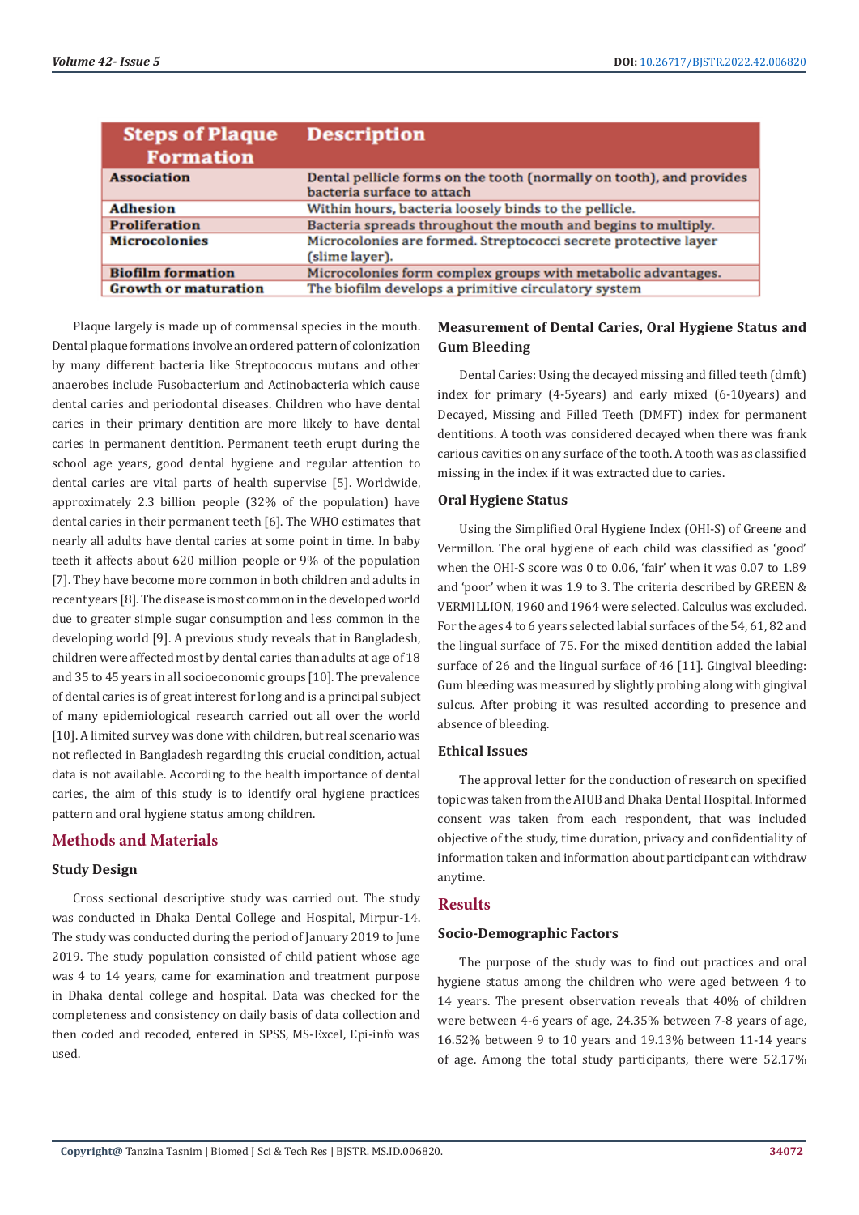| Steps of Plaque Formation | Description |
|---|---|
| **Association** | Dental pellicle forms on the tooth (normally on tooth), and provides bacteria surface to attach |
| **Adhesion** | Within hours, bacteria loosely binds to the pellicle. |
| **Proliferation** | Bacteria spreads throughout the mouth and begins to multiply. |
| **Microcolonies** | Microcolonies are formed. Streptococci secrete protective layer (slime layer). |
| **Biofilm formation** | Microcolonies form complex groups with metabolic advantages. |
| **Growth or maturation** | The biofilm develops a primitive circulatory system |

Plaque largely is made up of commensal species in the mouth. Dental plaque formations involve an ordered pattern of colonization by many different bacteria like Streptococcus mutans and other anaerobes include Fusobacterium and Actinobacteria which cause dental caries and periodontal diseases. Children who have dental caries in their primary dentition are more likely to have dental caries in permanent dentition. Permanent teeth erupt during the school age years, good dental hygiene and regular attention to dental caries are vital parts of health supervise [5]. Worldwide, approximately 2.3 billion people (32% of the population) have dental caries in their permanent teeth [6]. The WHO estimates that nearly all adults have dental caries at some point in time. In baby teeth it affects about 620 million people or 9% of the population [7]. They have become more common in both children and adults in recent years [8]. The disease is most common in the developed world due to greater simple sugar consumption and less common in the developing world [9]. A previous study reveals that in Bangladesh, children were affected most by dental caries than adults at age of 18 and 35 to 45 years in all socioeconomic groups [10]. The prevalence of dental caries is of great interest for long and is a principal subject of many epidemiological research carried out all over the world [10]. A limited survey was done with children, but real scenario was not reflected in Bangladesh regarding this crucial condition, actual data is not available. According to the health importance of dental caries, the aim of this study is to identify oral hygiene practices pattern and oral hygiene status among children.

## Methods and Materials

### Study Design

Cross sectional descriptive study was carried out. The study was conducted in Dhaka Dental College and Hospital, Mirpur-14. The study was conducted during the period of January 2019 to June 2019. The study population consisted of child patient whose age was 4 to 14 years, came for examination and treatment purpose in Dhaka dental college and hospital. Data was checked for the completeness and consistency on daily basis of data collection and then coded and recoded, entered in SPSS, MS-Excel, Epi-info was used.

### Measurement of Dental Caries, Oral Hygiene Status and Gum Bleeding

Dental Caries: Using the decayed missing and filled teeth (dmft) index for primary (4-5years) and early mixed (6-10years) and Decayed, Missing and Filled Teeth (DMFT) index for permanent dentitions. A tooth was considered decayed when there was frank carious cavities on any surface of the tooth. A tooth was as classified missing in the index if it was extracted due to caries.

### Oral Hygiene Status

Using the Simplified Oral Hygiene Index (OHI-S) of Greene and Vermillon. The oral hygiene of each child was classified as 'good' when the OHI-S score was 0 to 0.06, 'fair' when it was 0.07 to 1.89 and 'poor' when it was 1.9 to 3. The criteria described by GREEN & VERMILLION, 1960 and 1964 were selected. Calculus was excluded. For the ages 4 to 6 years selected labial surfaces of the 54, 61, 82 and the lingual surface of 75. For the mixed dentition added the labial surface of 26 and the lingual surface of 46 [11]. Gingival bleeding: Gum bleeding was measured by slightly probing along with gingival sulcus. After probing it was resulted according to presence and absence of bleeding.

### Ethical Issues

The approval letter for the conduction of research on specified topic was taken from the AIUB and Dhaka Dental Hospital. Informed consent was taken from each respondent, that was included objective of the study, time duration, privacy and confidentiality of information taken and information about participant can withdraw anytime.

## Results

### Socio-Demographic Factors

The purpose of the study was to find out practices and oral hygiene status among the children who were aged between 4 to 14 years. The present observation reveals that 40% of children were between 4-6 years of age, 24.35% between 7-8 years of age, 16.52% between 9 to 10 years and 19.13% between 11-14 years of age. Among the total study participants, there were 52.17%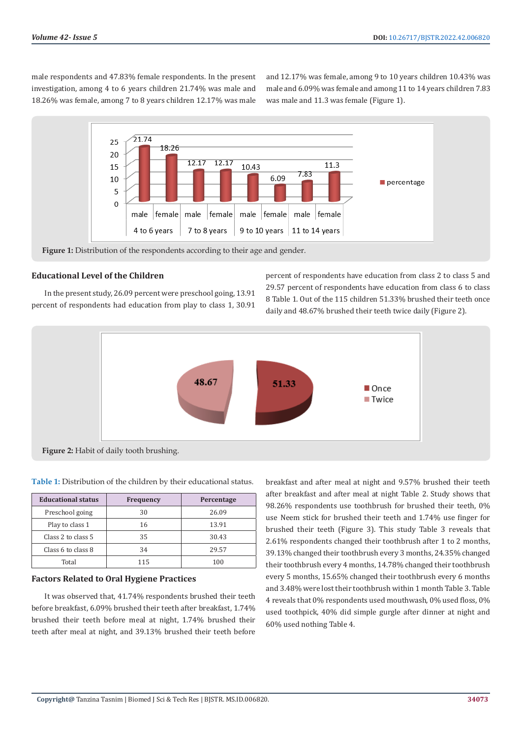male respondents and 47.83% female respondents. In the present investigation, among 4 to 6 years children 21.74% was male and 18.26% was female, among 7 to 8 years children 12.17% was male and 12.17% was female, among 9 to 10 years children 10.43% was male and 6.09% was female and among 11 to 14 years children 7.83 was male and 11.3 was female (Figure 1).

**Figure 1:** Distribution of the respondents according to their age and gender.

### Educational Level of the Children

In the present study, 26.09 percent were preschool going, 13.91 percent of respondents had education from play to class 1, 30.91 percent of respondents have education from class 2 to class 5 and 29.57 percent of respondents have education from class 6 to class 8 Table 1. Out of the 115 children 51.33% brushed their teeth once daily and 48.67% brushed their teeth twice daily (Figure 2).

**Figure 2:** Habit of daily tooth brushing.

**Table 1:** Distribution of the children by their educational status.

| Educational status | Frequency | Percentage |
|---|---|---|
| Preschool going | 30 | 26.09 |
| Play to class 1 | 16 | 13.91 |
| Class 2 to class 5 | 35 | 30.43 |
| Class 6 to class 8 | 34 | 29.57 |
| Total | 115 | 100 |

### Factors Related to Oral Hygiene Practices

It was observed that, 41.74% respondents brushed their teeth before breakfast, 6.09% brushed their teeth after breakfast, 1.74% brushed their teeth before meal at night, 1.74% brushed their teeth after meal at night, and 39.13% brushed their teeth before breakfast and after meal at night and 9.57% brushed their teeth after breakfast and after meal at night Table 2. Study shows that 98.26% respondents use toothbrush for brushed their teeth, 0% use Neem stick for brushed their teeth and 1.74% use finger for brushed their teeth (Figure 3). This study Table 3 reveals that 2.61% respondents changed their toothbrush after 1 to 2 months, 39.13% changed their toothbrush every 3 months, 24.35% changed their toothbrush every 4 months, 14.78% changed their toothbrush every 5 months, 15.65% changed their toothbrush every 6 months and 3.48% were lost their toothbrush within 1 month Table 3. Table 4 reveals that 0% respondents used mouthwash, 0% used floss, 0% used toothpick, 40% did simple gurgle after dinner at night and 60% used nothing Table 4.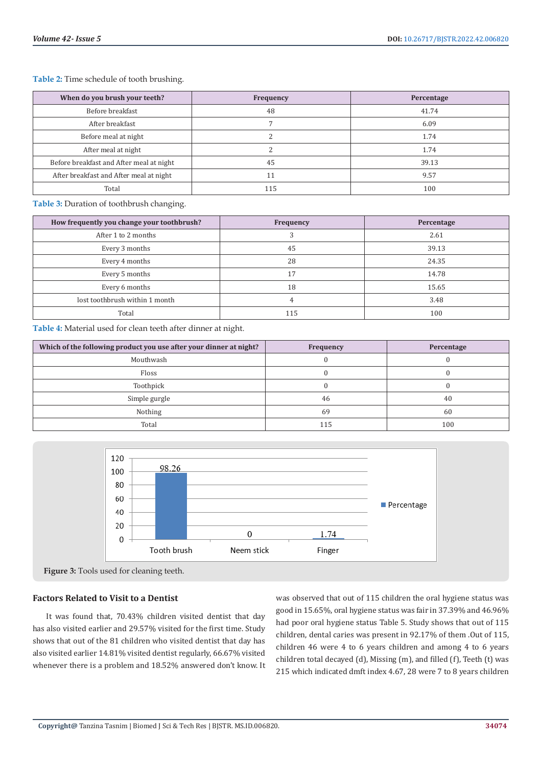Table 2: Time schedule of tooth brushing.

| When do you brush your teeth? | Frequency | Percentage |
|---|---|---|
| Before breakfast | 48 | 41.74 |
| After breakfast | 7 | 6.09 |
| Before meal at night | 2 | 1.74 |
| After meal at night | 2 | 1.74 |
| Before breakfast and After meal at night | 45 | 39.13 |
| After breakfast and After meal at night | 11 | 9.57 |
| Total | 115 | 100 |

Table 3: Duration of toothbrush changing.

| How frequently you change your toothbrush? | Frequency | Percentage |
|---|---|---|
| After 1 to 2 months | 3 | 2.61 |
| Every 3 months | 45 | 39.13 |
| Every 4 months | 28 | 24.35 |
| Every 5 months | 17 | 14.78 |
| Every 6 months | 18 | 15.65 |
| lost toothbrush within 1 month | 4 | 3.48 |
| Total | 115 | 100 |

Table 4: Material used for clean teeth after dinner at night.

| Which of the following product you use after your dinner at night? | Frequency | Percentage |
|---|---|---|
| Mouthwash | 0 | 0 |
| Floss | 0 | 0 |
| Toothpick | 0 | 0 |
| Simple gurgle | 46 | 40 |
| Nothing | 69 | 60 |
| Total | 115 | 100 |

| | Percentage |
|---|---|
| Tooth brush | 98.26 |
| Neem stick | 0 |
| Finger | 1.74 |

**Figure 3:** Tools used for cleaning teeth.

### Factors Related to Visit to a Dentist

It was found that, 70.43% children visited dentist that day has also visited earlier and 29.57% visited for the first time. Study shows that out of the 81 children who visited dentist that day has also visited earlier 14.81% visited dentist regularly, 66.67% visited whenever there is a problem and 18.52% answered don't know. It was observed that out of 115 children the oral hygiene status was good in 15.65%, oral hygiene status was fair in 37.39% and 46.96% had poor oral hygiene status Table 5. Study shows that out of 115 children, dental caries was present in 92.17% of them .Out of 115, children 46 were 4 to 6 years children and among 4 to 6 years children total decayed (d), Missing (m), and filled (f), Teeth (t) was 215 which indicated dmft index 4.67, 28 were 7 to 8 years children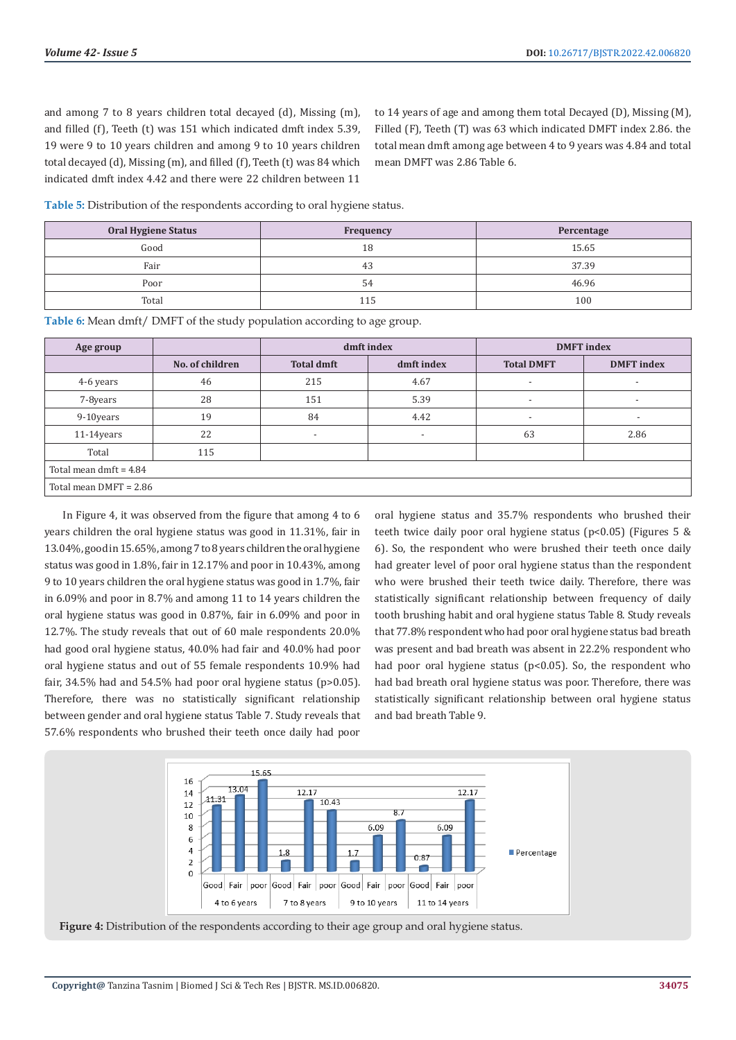and among 7 to 8 years children total decayed (d), Missing (m), and filled (f), Teeth (t) was 151 which indicated dmft index 5.39, 19 were 9 to 10 years children and among 9 to 10 years children total decayed (d), Missing (m), and filled (f), Teeth (t) was 84 which indicated dmft index 4.42 and there were 22 children between 11 to 14 years of age and among them total Decayed (D), Missing (M), Filled (F), Teeth (T) was 63 which indicated DMFT index 2.86. the total mean dmft among age between 4 to 9 years was 4.84 and total mean DMFT was 2.86 Table 6.

**Table 5:** Distribution of the respondents according to oral hygiene status.

| Oral Hygiene Status | Frequency | Percentage |
|---|---|---|
| Good | 18 | 15.65 |
| Fair | 43 | 37.39 |
| Poor | 54 | 46.96 |
| Total | 115 | 100 |

**Table 6:** Mean dmft/ DMFT of the study population according to age group.

| Age group | | dmft index | | DMFT index | |
|---|---|---|---|---|---|
| | No. of children | Total dmft | dmft index | Total DMFT | DMFT index |
| 4-6 years | 46 | 215 | 4.67 | - | - |
| 7-8years | 28 | 151 | 5.39 | - | - |
| 9-10years | 19 | 84 | 4.42 | - | - |
| 11-14years | 22 | - | - | 63 | 2.86 |
| Total | 115 | | | | |
| Total mean dmft = 4.84 | | | | | |
| Total mean DMFT = 2.86 | | | | | |

In Figure 4, it was observed from the figure that among 4 to 6 years children the oral hygiene status was good in 11.31%, fair in 13.04%, good in 15.65%, among 7 to 8 years children the oral hygiene status was good in 1.8%, fair in 12.17% and poor in 10.43%, among 9 to 10 years children the oral hygiene status was good in 1.7%, fair in 6.09% and poor in 8.7% and among 11 to 14 years children the oral hygiene status was good in 0.87%, fair in 6.09% and poor in 12.7%. The study reveals that out of 60 male respondents 20.0% had good oral hygiene status, 40.0% had fair and 40.0% had poor oral hygiene status and out of 55 female respondents 10.9% had fair, 34.5% had and 54.5% had poor oral hygiene status ($p>0.05$). Therefore, there was no statistically significant relationship between gender and oral hygiene status Table 7. Study reveals that 57.6% respondents who brushed their teeth once daily had poor oral hygiene status and 35.7% respondents who brushed their teeth twice daily poor oral hygiene status ($p<0.05$) (Figures 5 & 6). So, the respondent who were brushed their teeth once daily had greater level of poor oral hygiene status than the respondent who were brushed their teeth twice daily. Therefore, there was statistically significant relationship between frequency of daily tooth brushing habit and oral hygiene status Table 8. Study reveals that 77.8% respondent who had poor oral hygiene status bad breath was present and bad breath was absent in 22.2% respondent who had poor oral hygiene status ($p<0.05$). So, the respondent who had bad breath oral hygiene status was poor. Therefore, there was statistically significant relationship between oral hygiene status and bad breath Table 9.

**Figure 4:** Distribution of the respondents according to their age group and oral hygiene status.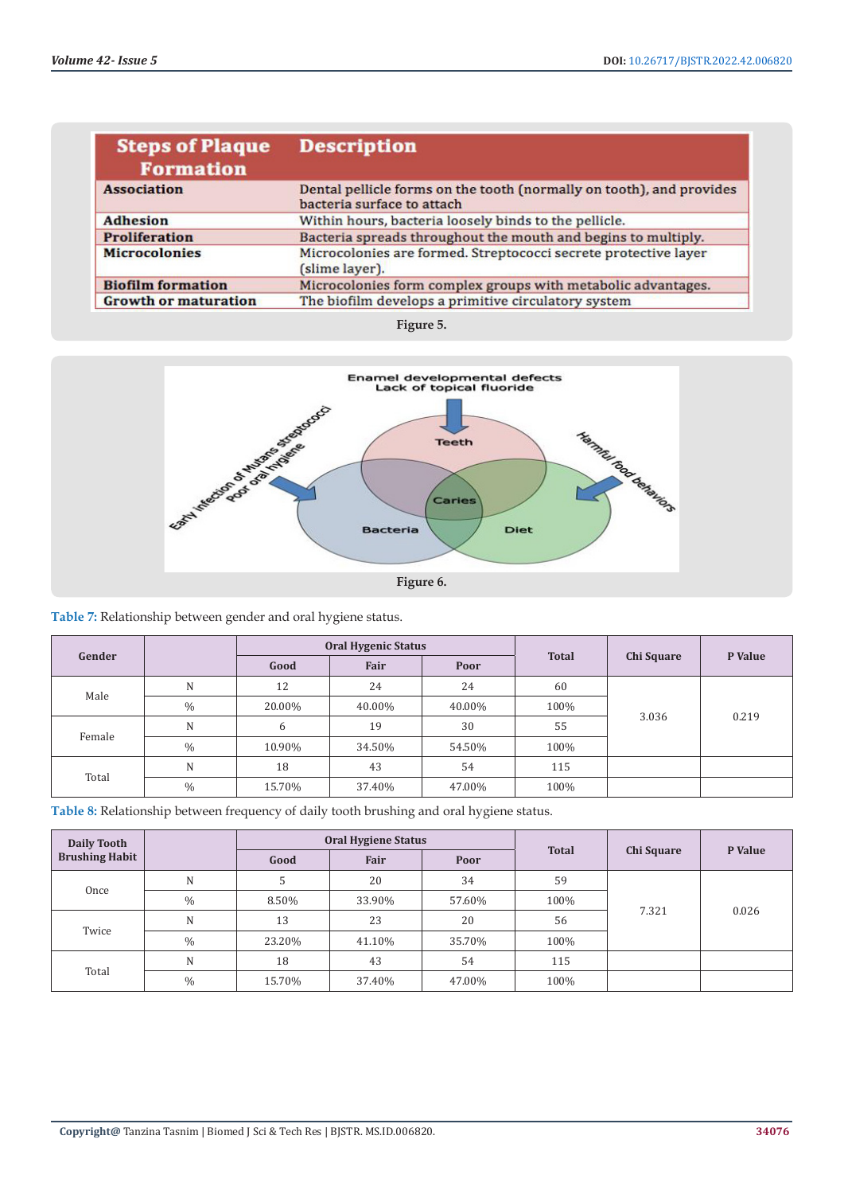| Steps of Plaque Formation | Description |
|---|---|
| Association | Dental pellicle forms on the tooth (normally on tooth), and provides bacteria surface to attach |
| Adhesion | Within hours, bacteria loosely binds to the pellicle. |
| Proliferation | Bacteria spreads throughout the mouth and begins to multiply. |
| Microcolonies | Microcolonies are formed. Streptococci secrete protective layer (slime layer). |
| Biofilm formation | Microcolonies form complex groups with metabolic advantages. |
| Growth or maturation | The biofilm develops a primitive circulatory system |

Figure 5.

Figure 6.

**Table 7:** Relationship between gender and oral hygiene status.

| Gender | | Oral Hygenic Status | | | Total | Chi Square | P Value |
|---|---|---|---|---|---|---|---|
| | | Good | Fair | Poor | | | |
| Male | N | 12 | 24 | 24 | 60 | 3.036 | 0.219 |
| | % | 20.00% | 40.00% | 40.00% | 100% | | |
| Female | N | 6 | 19 | 30 | 55 | | |
| | % | 10.90% | 34.50% | 54.50% | 100% | | |
| Total | N | 18 | 43 | 54 | 115 | | |
| | % | 15.70% | 37.40% | 47.00% | 100% | | |

**Table 8:** Relationship between frequency of daily tooth brushing and oral hygiene status.

| Daily Tooth Brushing Habit | | Oral Hygiene Status | | | Total | Chi Square | P Value |
|---|---|---|---|---|---|---|---|
| | | Good | Fair | Poor | | | |
| Once | N | 5 | 20 | 34 | 59 | 7.321 | 0.026 |
| | % | 8.50% | 33.90% | 57.60% | 100% | | |
| Twice | N | 13 | 23 | 20 | 56 | | |
| | % | 23.20% | 41.10% | 35.70% | 100% | | |
| Total | N | 18 | 43 | 54 | 115 | | |
| | % | 15.70% | 37.40% | 47.00% | 100% | | |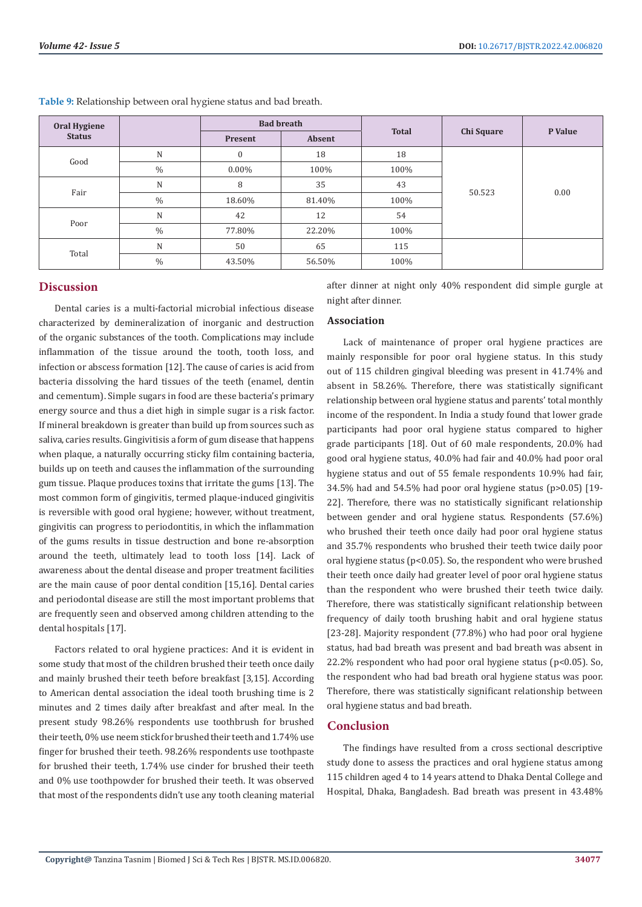**Table 9:** Relationship between oral hygiene status and bad breath.

| Oral Hygiene Status | | Bad breath | | Total | Chi Square | P Value |
|---|---|---|---|---|---|---|
| | | Present | Absent | | | |
| Good | N | 0 | 18 | 18 | 50.523 | 0.00 |
| | % | 0.00% | 100% | 100% | | |
| Fair | N | 8 | 35 | 43 | | |
| | % | 18.60% | 81.40% | 100% | | |
| Poor | N | 42 | 12 | 54 | | |
| | % | 77.80% | 22.20% | 100% | | |
| Total | N | 50 | 65 | 115 | | |
| | % | 43.50% | 56.50% | 100% | | |

## Discussion

Dental caries is a multi-factorial microbial infectious disease characterized by demineralization of inorganic and destruction of the organic substances of the tooth. Complications may include inflammation of the tissue around the tooth, tooth loss, and infection or abscess formation [12]. The cause of caries is acid from bacteria dissolving the hard tissues of the teeth (enamel, dentin and cementum). Simple sugars in food are these bacteria's primary energy source and thus a diet high in simple sugar is a risk factor. If mineral breakdown is greater than build up from sources such as saliva, caries results. Gingivitisis a form of gum disease that happens when plaque, a naturally occurring sticky film containing bacteria, builds up on teeth and causes the inflammation of the surrounding gum tissue. Plaque produces toxins that irritate the gums [13]. The most common form of gingivitis, termed plaque-induced gingivitis is reversible with good oral hygiene; however, without treatment, gingivitis can progress to periodontitis, in which the inflammation of the gums results in tissue destruction and bone re-absorption around the teeth, ultimately lead to tooth loss [14]. Lack of awareness about the dental disease and proper treatment facilities are the main cause of poor dental condition [15,16]. Dental caries and periodontal disease are still the most important problems that are frequently seen and observed among children attending to the dental hospitals [17].

Factors related to oral hygiene practices: And it is evident in some study that most of the children brushed their teeth once daily and mainly brushed their teeth before breakfast [3,15]. According to American dental association the ideal tooth brushing time is 2 minutes and 2 times daily after breakfast and after meal. In the present study 98.26% respondents use toothbrush for brushed their teeth, 0% use neem stick for brushed their teeth and 1.74% use finger for brushed their teeth. 98.26% respondents use toothpaste for brushed their teeth, 1.74% use cinder for brushed their teeth and 0% use toothpowder for brushed their teeth. It was observed that most of the respondents didn't use any tooth cleaning material after dinner at night only 40% respondent did simple gurgle at night after dinner.

### Association

Lack of maintenance of proper oral hygiene practices are mainly responsible for poor oral hygiene status. In this study out of 115 children gingival bleeding was present in 41.74% and absent in 58.26%. Therefore, there was statistically significant relationship between oral hygiene status and parents' total monthly income of the respondent. In India a study found that lower grade participants had poor oral hygiene status compared to higher grade participants [18]. Out of 60 male respondents, 20.0% had good oral hygiene status, 40.0% had fair and 40.0% had poor oral hygiene status and out of 55 female respondents 10.9% had fair, 34.5% had and 54.5% had poor oral hygiene status ($p>0.05$) [19-22]. Therefore, there was no statistically significant relationship between gender and oral hygiene status. Respondents (57.6%) who brushed their teeth once daily had poor oral hygiene status and 35.7% respondents who brushed their teeth twice daily poor oral hygiene status ($p<0.05$). So, the respondent who were brushed their teeth once daily had greater level of poor oral hygiene status than the respondent who were brushed their teeth twice daily. Therefore, there was statistically significant relationship between frequency of daily tooth brushing habit and oral hygiene status [23-28]. Majority respondent (77.8%) who had poor oral hygiene status, had bad breath was present and bad breath was absent in 22.2% respondent who had poor oral hygiene status ($p<0.05$). So, the respondent who had bad breath oral hygiene status was poor. Therefore, there was statistically significant relationship between oral hygiene status and bad breath.

## Conclusion

The findings have resulted from a cross sectional descriptive study done to assess the practices and oral hygiene status among 115 children aged 4 to 14 years attend to Dhaka Dental College and Hospital, Dhaka, Bangladesh. Bad breath was present in 43.48%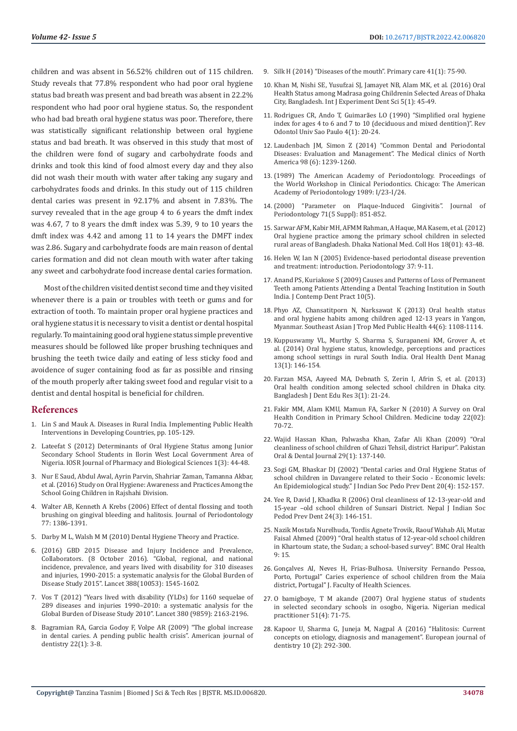children and was absent in 56.52% children out of 115 children. Study reveals that 77.8% respondent who had poor oral hygiene status bad breath was present and bad breath was absent in 22.2% respondent who had poor oral hygiene status. So, the respondent who had bad breath oral hygiene status was poor. Therefore, there was statistically significant relationship between oral hygiene status and bad breath. It was observed in this study that most of the children were fond of sugary and carbohydrate foods and drinks and took this kind of food almost every day and they also did not wash their mouth with water after taking any sugary and carbohydrates foods and drinks. In this study out of 115 children dental caries was present in 92.17% and absent in 7.83%. The survey revealed that in the age group 4 to 6 years the dmft index was 4.67, 7 to 8 years the dmft index was 5.39, 9 to 10 years the dmft index was 4.42 and among 11 to 14 years the DMFT index was 2.86. Sugary and carbohydrate foods are main reason of dental caries formation and did not clean mouth with water after taking any sweet and carbohydrate food increase dental caries formation.

Most of the children visited dentist second time and they visited whenever there is a pain or troubles with teeth or gums and for extraction of tooth. To maintain proper oral hygiene practices and oral hygiene status it is necessary to visit a dentist or dental hospital regularly. To maintaining good oral hygiene status simple preventive measures should be followed like proper brushing techniques and brushing the teeth twice daily and eating of less sticky food and avoidence of suger containing food as far as possible and rinsing of the mouth properly after taking sweet food and regular visit to a dentist and dental hospital is beneficial for children.

## References

1. Lin S and Mauk A. Diseases in Rural India. Implementing Public Health Interventions in Developing Countries, pp. 105-129.
2. Lateefat S (2012) Determinants of Oral Hygiene Status among Junior Secondary School Students in Ilorin West Local Government Area of Nigeria. IOSR Journal of Pharmacy and Biological Sciences 1(3): 44-48.
3. Nur E Saud, Abdul Awal, Ayrin Parvin, Shahriar Zaman, Tamanna Akbar, et al. (2016) Study on Oral Hygiene: Awareness and Practices Among the School Going Children in Rajshahi Division.
4. Walter AB, Kenneth A Krebs (2006) Effect of dental flossing and tooth brushing on gingival bleeding and halitosis. Journal of Periodontology 77: 1386-1391.
5. Darby M L, Walsh M M (2010) Dental Hygiene Theory and Practice.
6. (2016) GBD 2015 Disease and Injury Incidence and Prevalence, Collaborators. (8 October 2016). "Global, regional, and national incidence, prevalence, and years lived with disability for 310 diseases and injuries, 1990-2015: a systematic analysis for the Global Burden of Disease Study 2015". Lancet 388(10053): 1545-1602.
7. Vos T (2012) "Years lived with disability (YLDs) for 1160 sequelae of 289 diseases and injuries 1990–2010: a systematic analysis for the Global Burden of Disease Study 2010". Lancet 380 (9859): 2163-2196.
8. Bagramian RA, Garcia Godoy F, Volpe AR (2009) "The global increase in dental caries. A pending public health crisis". American journal of dentistry 22(1): 3-8.
9. Silk H (2014) "Diseases of the mouth". Primary care 41(1): 75-90.
10. Khan M, Nishi SE, Yusufzai SJ, Jamayet NB, Alam MK, et al. (2016) Oral Health Status among Madrasa going Childrenin Selected Areas of Dhaka City, Bangladesh. Int J Experiment Dent Sci 5(1): 45-49.
11. Rodrigues CR, Ando T, Guimarães LO (1990) "Simplified oral hygiene index for ages 4 to 6 and 7 to 10 (deciduous and mixed dentition)". Rev Odontol Univ Sao Paulo 4(1): 20-24.
12. Laudenbach JM, Simon Z (2014) "Common Dental and Periodontal Diseases: Evaluation and Management". The Medical clinics of North America 98 (6): 1239-1260.
13. (1989) The American Academy of Periodontology. Proceedings of the World Workshop in Clinical Periodontics. Chicago: The American Academy of Periodontology 1989: I/23-I/24.
14. (2000) "Parameter on Plaque-Induced Gingivitis". Journal of Periodontology 71(5 Suppl): 851-852.
15. Sarwar AFM, Kabir MH, AFMM Rahman, A Haque, MA Kasem, et al. (2012) Oral hygiene practice among the primary school children in selected rural areas of Bangladesh. Dhaka National Med. Coll Hos 18(01): 43-48.
16. Helen W, Ian N (2005) Evidence-based periodontal disease prevention and treatment: introduction. Periodontology 37: 9-11.
17. Anand PS, Kuriakose S (2009) Causes and Patterns of Loss of Permanent Teeth among Patients Attending a Dental Teaching Institution in South India. J Contemp Dent Pract 10(5).
18. Phyo AZ, Chansatitporn N, Narksawat K (2013) Oral health status and oral hygiene habits among children aged 12-13 years in Yangon, Myanmar. Southeast Asian J Trop Med Public Health 44(6): 1108-1114.
19. Kuppuswamy VL, Murthy S, Sharma S, Surapaneni KM, Grover A, et al. (2014) Oral hygiene status, knowledge, perceptions and practices among school settings in rural South India. Oral Health Dent Manag 13(1): 146-154.
20. Farzan MSA, Aayeed MA, Debnath S, Zerin I, Afrin S, et al. (2013) Oral health condition among selected school children in Dhaka city. Bangladesh J Dent Edu Res 3(1): 21-24.
21. Fakir MM, Alam KMU, Mamun FA, Sarker N (2010) A Survey on Oral Health Condition in Primary School Children. Medicine today 22(02): 70-72.
22. Wajid Hassan Khan, Palwasha Khan, Zafar Ali Khan (2009) "Oral cleanliness of school children of Ghazi Tehsil, district Haripur". Pakistan Oral & Dental Journal 29(1): 137-140.
23. Sogi GM, Bhaskar DJ (2002) "Dental caries and Oral Hygiene Status of school children in Davangere related to their Socio - Economic levels: An Epidemiological study." J Indian Soc Pedo Prev Dent 20(4): 152-157.
24. Yee R, David J, Khadka R (2006) Oral cleanliness of 12-13-year-old and 15-year –old school children of Sunsari District. Nepal J Indian Soc Pedod Prev Dent 24(3): 146-151.
25. Nazik Mostafa Nurelhuda, Tordis Agnete Trovik, Raouf Wahab Ali, Mutaz Faisal Ahmed (2009) "Oral health status of 12-year-old school children in Khartoum state, the Sudan; a school-based survey". BMC Oral Health 9: 15.
26. Gonçalves AI, Neves H, Frias-Bulhosa. University Fernando Pessoa, Porto, Portugal" Caries experience of school children from the Maia district, Portugal" J. Faculty of Health Sciences.
27. O bamigboye, T M akande (2007) Oral hygiene status of students in selected secondary schools in osogbo, Nigeria. Nigerian medical practitioner 51(4): 71-75.
28. Kapoor U, Sharma G, Juneja M, Nagpal A (2016) "Halitosis: Current concepts on etiology, diagnosis and management". European journal of dentistry 10 (2): 292-300.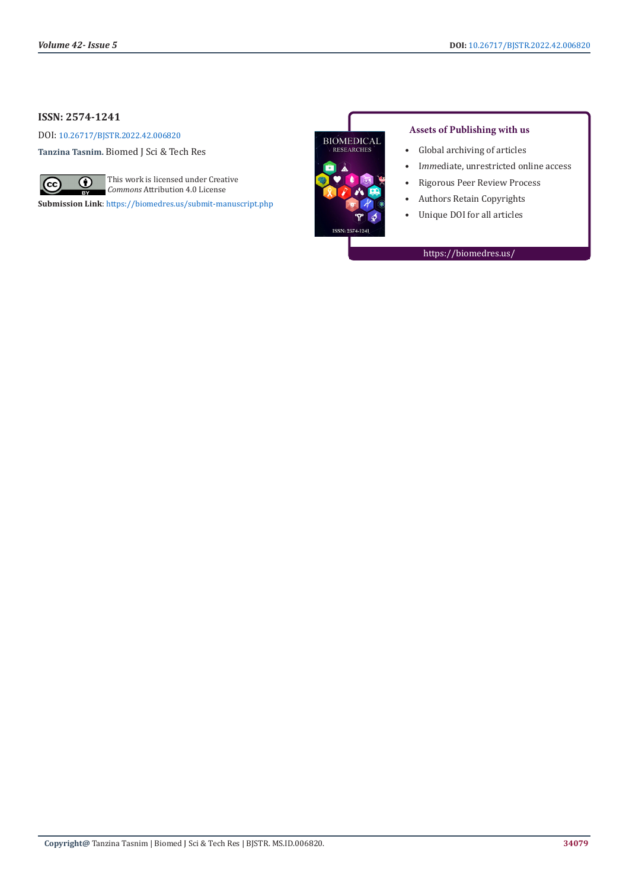**ISSN: 2574-1241**

DOI: 10.26717/BJSTR.2022.42.006820

**Tanzina Tasnim.** Biomed J Sci & Tech Res

This work is licensed under Creative *Commons* Attribution 4.0 License

**Submission Link**: https://biomedres.us/submit-manuscript.php

### Assets of Publishing with us

- Global archiving of articles
- Immediate, unrestricted online access
- Rigorous Peer Review Process
- Authors Retain Copyrights
- Unique DOI for all articles

https://biomedres.us/